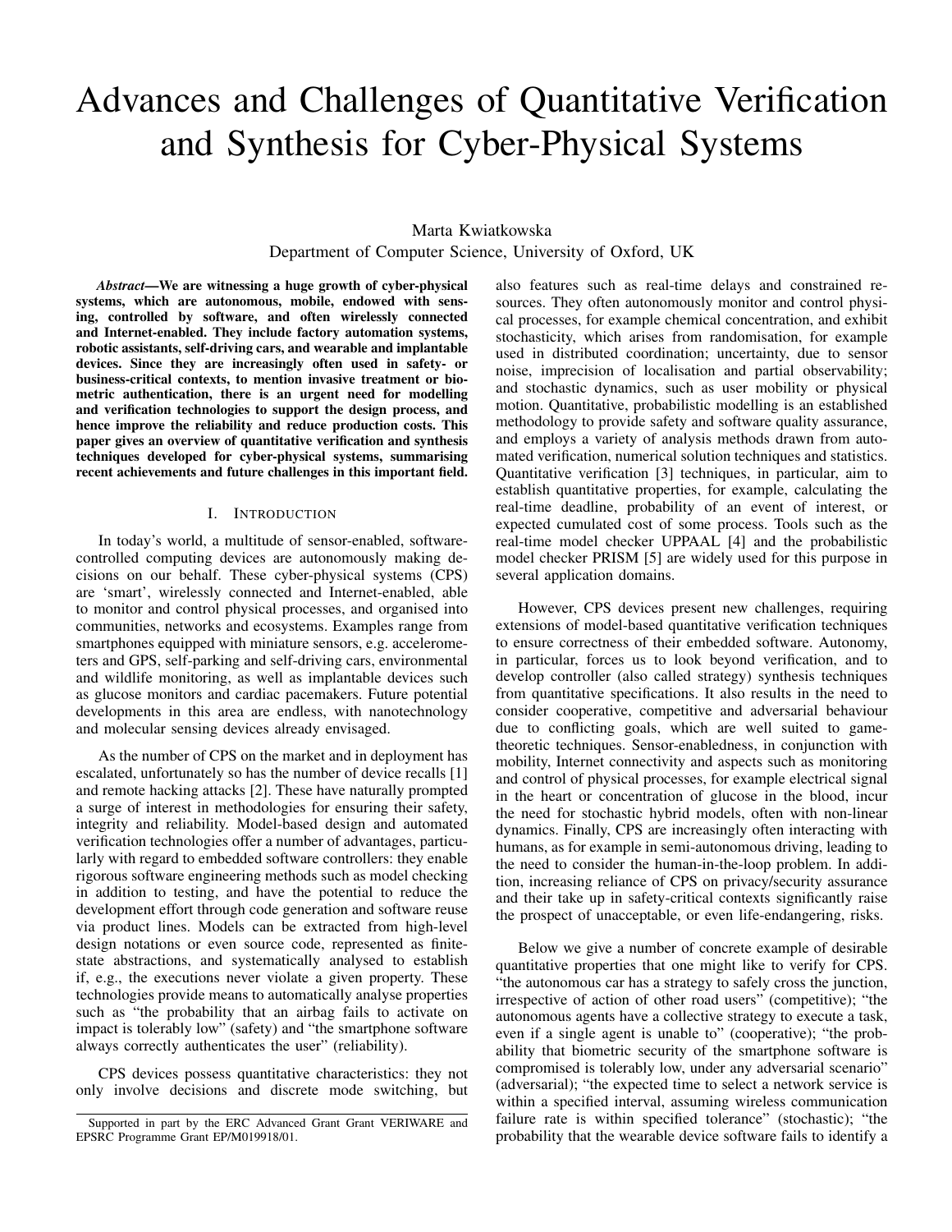# Advances and Challenges of Quantitative Verification and Synthesis for Cyber-Physical Systems

Marta Kwiatkowska
Department of Computer Science, University of Oxford, UK

***Abstract*—We are witnessing a huge growth of cyber-physical systems, which are autonomous, mobile, endowed with sensing, controlled by software, and often wirelessly connected and Internet-enabled. They include factory automation systems, robotic assistants, self-driving cars, and wearable and implantable devices. Since they are increasingly often used in safety- or business-critical contexts, to mention invasive treatment or biometric authentication, there is an urgent need for modelling and verification technologies to support the design process, and hence improve the reliability and reduce production costs. This paper gives an overview of quantitative verification and synthesis techniques developed for cyber-physical systems, summarising recent achievements and future challenges in this important field.**

## I. Introduction

In today's world, a multitude of sensor-enabled, software-controlled computing devices are autonomously making decisions on our behalf. These cyber-physical systems (CPS) are 'smart', wirelessly connected and Internet-enabled, able to monitor and control physical processes, and organised into communities, networks and ecosystems. Examples range from smartphones equipped with miniature sensors, e.g. accelerometers and GPS, self-parking and self-driving cars, environmental and wildlife monitoring, as well as implantable devices such as glucose monitors and cardiac pacemakers. Future potential developments in this area are endless, with nanotechnology and molecular sensing devices already envisaged.

As the number of CPS on the market and in deployment has escalated, unfortunately so has the number of device recalls [1] and remote hacking attacks [2]. These have naturally prompted a surge of interest in methodologies for ensuring their safety, integrity and reliability. Model-based design and automated verification technologies offer a number of advantages, particularly with regard to embedded software controllers: they enable rigorous software engineering methods such as model checking in addition to testing, and have the potential to reduce the development effort through code generation and software reuse via product lines. Models can be extracted from high-level design notations or even source code, represented as finite-state abstractions, and systematically analysed to establish if, e.g., the executions never violate a given property. These technologies provide means to automatically analyse properties such as "the probability that an airbag fails to activate on impact is tolerably low" (safety) and "the smartphone software always correctly authenticates the user" (reliability).

CPS devices possess quantitative characteristics: they not only involve decisions and discrete mode switching, but also features such as real-time delays and constrained resources. They often autonomously monitor and control physical processes, for example chemical concentration, and exhibit stochasticity, which arises from randomisation, for example used in distributed coordination; uncertainty, due to sensor noise, imprecision of localisation and partial observability; and stochastic dynamics, such as user mobility or physical motion. Quantitative, probabilistic modelling is an established methodology to provide safety and software quality assurance, and employs a variety of analysis methods drawn from automated verification, numerical solution techniques and statistics. Quantitative verification [3] techniques, in particular, aim to establish quantitative properties, for example, calculating the real-time deadline, probability of an event of interest, or expected cumulated cost of some process. Tools such as the real-time model checker UPPAAL [4] and the probabilistic model checker PRISM [5] are widely used for this purpose in several application domains.

However, CPS devices present new challenges, requiring extensions of model-based quantitative verification techniques to ensure correctness of their embedded software. Autonomy, in particular, forces us to look beyond verification, and to develop controller (also called strategy) synthesis techniques from quantitative specifications. It also results in the need to consider cooperative, competitive and adversarial behaviour due to conflicting goals, which are well suited to game-theoretic techniques. Sensor-enabledness, in conjunction with mobility, Internet connectivity and aspects such as monitoring and control of physical processes, for example electrical signal in the heart or concentration of glucose in the blood, incur the need for stochastic hybrid models, often with non-linear dynamics. Finally, CPS are increasingly often interacting with humans, as for example in semi-autonomous driving, leading to the need to consider the human-in-the-loop problem. In addition, increasing reliance of CPS on privacy/security assurance and their take up in safety-critical contexts significantly raise the prospect of unacceptable, or even life-endangering, risks.

Below we give a number of concrete example of desirable quantitative properties that one might like to verify for CPS. "the autonomous car has a strategy to safely cross the junction, irrespective of action of other road users" (competitive); "the autonomous agents have a collective strategy to execute a task, even if a single agent is unable to" (cooperative); "the probability that biometric security of the smartphone software is compromised is tolerably low, under any adversarial scenario" (adversarial); "the expected time to select a network service is within a specified interval, assuming wireless communication failure rate is within specified tolerance" (stochastic); "the probability that the wearable device software fails to identify a

Supported in part by the ERC Advanced Grant Grant VERIWARE and EPSRC Programme Grant EP/M019918/01.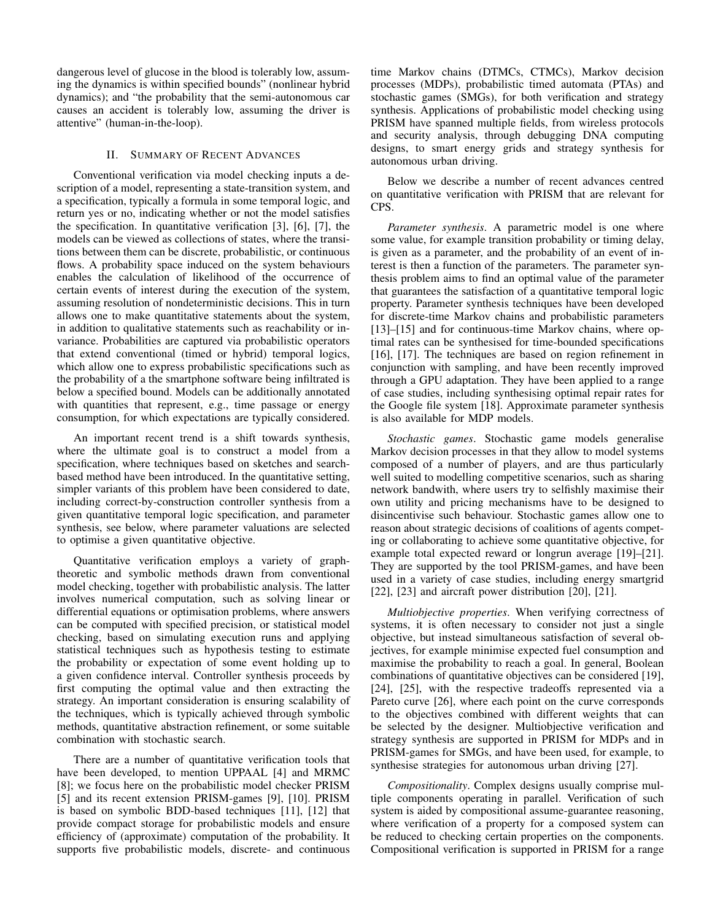dangerous level of glucose in the blood is tolerably low, assuming the dynamics is within specified bounds" (nonlinear hybrid dynamics); and "the probability that the semi-autonomous car causes an accident is tolerably low, assuming the driver is attentive" (human-in-the-loop).

## II. Summary of Recent Advances

Conventional verification via model checking inputs a description of a model, representing a state-transition system, and a specification, typically a formula in some temporal logic, and return yes or no, indicating whether or not the model satisfies the specification. In quantitative verification [3], [6], [7], the models can be viewed as collections of states, where the transitions between them can be discrete, probabilistic, or continuous flows. A probability space induced on the system behaviours enables the calculation of likelihood of the occurrence of certain events of interest during the execution of the system, assuming resolution of nondeterministic decisions. This in turn allows one to make quantitative statements about the system, in addition to qualitative statements such as reachability or invariance. Probabilities are captured via probabilistic operators that extend conventional (timed or hybrid) temporal logics, which allow one to express probabilistic specifications such as the probability of a the smartphone software being infiltrated is below a specified bound. Models can be additionally annotated with quantities that represent, e.g., time passage or energy consumption, for which expectations are typically considered.

An important recent trend is a shift towards synthesis, where the ultimate goal is to construct a model from a specification, where techniques based on sketches and search-based method have been introduced. In the quantitative setting, simpler variants of this problem have been considered to date, including correct-by-construction controller synthesis from a given quantitative temporal logic specification, and parameter synthesis, see below, where parameter valuations are selected to optimise a given quantitative objective.

Quantitative verification employs a variety of graph-theoretic and symbolic methods drawn from conventional model checking, together with probabilistic analysis. The latter involves numerical computation, such as solving linear or differential equations or optimisation problems, where answers can be computed with specified precision, or statistical model checking, based on simulating execution runs and applying statistical techniques such as hypothesis testing to estimate the probability or expectation of some event holding up to a given confidence interval. Controller synthesis proceeds by first computing the optimal value and then extracting the strategy. An important consideration is ensuring scalability of the techniques, which is typically achieved through symbolic methods, quantitative abstraction refinement, or some suitable combination with stochastic search.

There are a number of quantitative verification tools that have been developed, to mention UPPAAL [4] and MRMC [8]; we focus here on the probabilistic model checker PRISM [5] and its recent extension PRISM-games [9], [10]. PRISM is based on symbolic BDD-based techniques [11], [12] that provide compact storage for probabilistic models and ensure efficiency of (approximate) computation of the probability. It supports five probabilistic models, discrete- and continuous time Markov chains (DTMCs, CTMCs), Markov decision processes (MDPs), probabilistic timed automata (PTAs) and stochastic games (SMGs), for both verification and strategy synthesis. Applications of probabilistic model checking using PRISM have spanned multiple fields, from wireless protocols and security analysis, through debugging DNA computing designs, to smart energy grids and strategy synthesis for autonomous urban driving.

Below we describe a number of recent advances centred on quantitative verification with PRISM that are relevant for CPS.

*Parameter synthesis*. A parametric model is one where some value, for example transition probability or timing delay, is given as a parameter, and the probability of an event of interest is then a function of the parameters. The parameter synthesis problem aims to find an optimal value of the parameter that guarantees the satisfaction of a quantitative temporal logic property. Parameter synthesis techniques have been developed for discrete-time Markov chains and probabilistic parameters [13]–[15] and for continuous-time Markov chains, where optimal rates can be synthesised for time-bounded specifications [16], [17]. The techniques are based on region refinement in conjunction with sampling, and have been recently improved through a GPU adaptation. They have been applied to a range of case studies, including synthesising optimal repair rates for the Google file system [18]. Approximate parameter synthesis is also available for MDP models.

*Stochastic games*. Stochastic game models generalise Markov decision processes in that they allow to model systems composed of a number of players, and are thus particularly well suited to modelling competitive scenarios, such as sharing network bandwith, where users try to selfishly maximise their own utility and pricing mechanisms have to be designed to disincentivise such behaviour. Stochastic games allow one to reason about strategic decisions of coalitions of agents competing or collaborating to achieve some quantitative objective, for example total expected reward or longrun average [19]–[21]. They are supported by the tool PRISM-games, and have been used in a variety of case studies, including energy smartgrid [22], [23] and aircraft power distribution [20], [21].

*Multiobjective properties*. When verifying correctness of systems, it is often necessary to consider not just a single objective, but instead simultaneous satisfaction of several objectives, for example minimise expected fuel consumption and maximise the probability to reach a goal. In general, Boolean combinations of quantitative objectives can be considered [19], [24], [25], with the respective tradeoffs represented via a Pareto curve [26], where each point on the curve corresponds to the objectives combined with different weights that can be selected by the designer. Multiobjective verification and strategy synthesis are supported in PRISM for MDPs and in PRISM-games for SMGs, and have been used, for example, to synthesise strategies for autonomous urban driving [27].

*Compositionality*. Complex designs usually comprise multiple components operating in parallel. Verification of such system is aided by compositional assume-guarantee reasoning, where verification of a property for a composed system can be reduced to checking certain properties on the components. Compositional verification is supported in PRISM for a range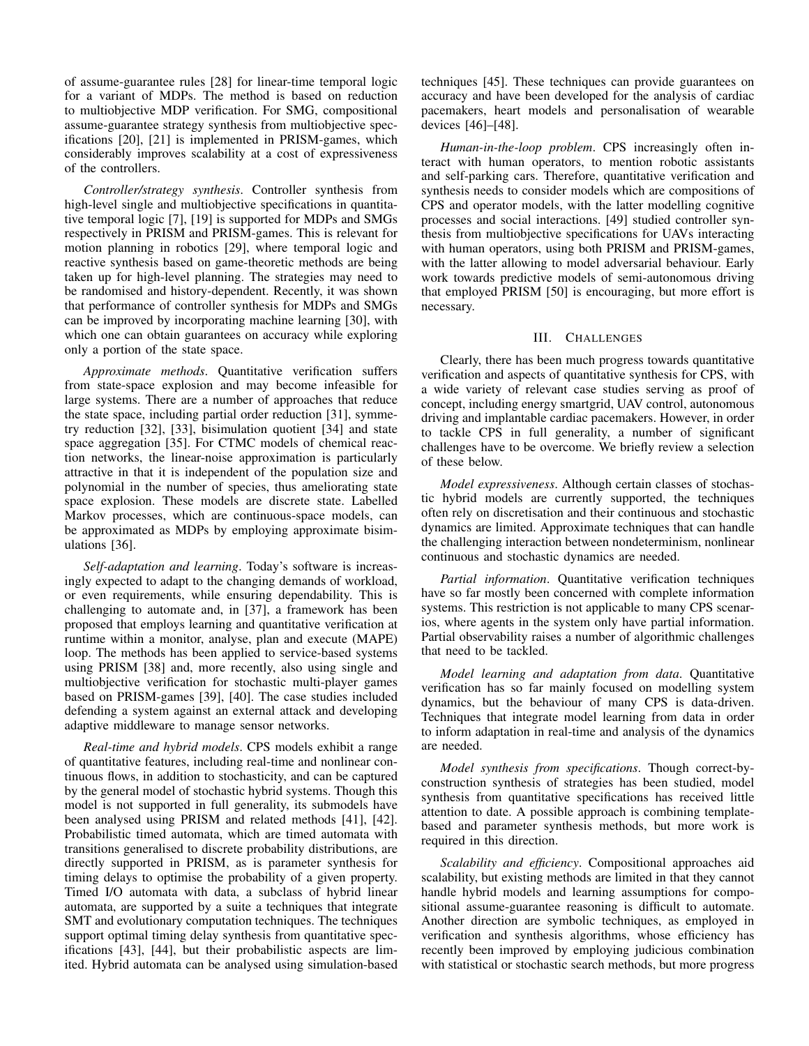of assume-guarantee rules [28] for linear-time temporal logic for a variant of MDPs. The method is based on reduction to multiobjective MDP verification. For SMG, compositional assume-guarantee strategy synthesis from multiobjective specifications [20], [21] is implemented in PRISM-games, which considerably improves scalability at a cost of expressiveness of the controllers.

*Controller/strategy synthesis*. Controller synthesis from high-level single and multiobjective specifications in quantitative temporal logic [7], [19] is supported for MDPs and SMGs respectively in PRISM and PRISM-games. This is relevant for motion planning in robotics [29], where temporal logic and reactive synthesis based on game-theoretic methods are being taken up for high-level planning. The strategies may need to be randomised and history-dependent. Recently, it was shown that performance of controller synthesis for MDPs and SMGs can be improved by incorporating machine learning [30], with which one can obtain guarantees on accuracy while exploring only a portion of the state space.

*Approximate methods*. Quantitative verification suffers from state-space explosion and may become infeasible for large systems. There are a number of approaches that reduce the state space, including partial order reduction [31], symmetry reduction [32], [33], bisimulation quotient [34] and state space aggregation [35]. For CTMC models of chemical reaction networks, the linear-noise approximation is particularly attractive in that it is independent of the population size and polynomial in the number of species, thus ameliorating state space explosion. These models are discrete state. Labelled Markov processes, which are continuous-space models, can be approximated as MDPs by employing approximate bisimulations [36].

*Self-adaptation and learning*. Today's software is increasingly expected to adapt to the changing demands of workload, or even requirements, while ensuring dependability. This is challenging to automate and, in [37], a framework has been proposed that employs learning and quantitative verification at runtime within a monitor, analyse, plan and execute (MAPE) loop. The methods has been applied to service-based systems using PRISM [38] and, more recently, also using single and multiobjective verification for stochastic multi-player games based on PRISM-games [39], [40]. The case studies included defending a system against an external attack and developing adaptive middleware to manage sensor networks.

*Real-time and hybrid models*. CPS models exhibit a range of quantitative features, including real-time and nonlinear continuous flows, in addition to stochasticity, and can be captured by the general model of stochastic hybrid systems. Though this model is not supported in full generality, its submodels have been analysed using PRISM and related methods [41], [42]. Probabilistic timed automata, which are timed automata with transitions generalised to discrete probability distributions, are directly supported in PRISM, as is parameter synthesis for timing delays to optimise the probability of a given property. Timed I/O automata with data, a subclass of hybrid linear automata, are supported by a suite a techniques that integrate SMT and evolutionary computation techniques. The techniques support optimal timing delay synthesis from quantitative specifications [43], [44], but their probabilistic aspects are limited. Hybrid automata can be analysed using simulation-based techniques [45]. These techniques can provide guarantees on accuracy and have been developed for the analysis of cardiac pacemakers, heart models and personalisation of wearable devices [46]–[48].

*Human-in-the-loop problem*. CPS increasingly often interact with human operators, to mention robotic assistants and self-parking cars. Therefore, quantitative verification and synthesis needs to consider models which are compositions of CPS and operator models, with the latter modelling cognitive processes and social interactions. [49] studied controller synthesis from multiobjective specifications for UAVs interacting with human operators, using both PRISM and PRISM-games, with the latter allowing to model adversarial behaviour. Early work towards predictive models of semi-autonomous driving that employed PRISM [50] is encouraging, but more effort is necessary.

## III. Challenges

Clearly, there has been much progress towards quantitative verification and aspects of quantitative synthesis for CPS, with a wide variety of relevant case studies serving as proof of concept, including energy smartgrid, UAV control, autonomous driving and implantable cardiac pacemakers. However, in order to tackle CPS in full generality, a number of significant challenges have to be overcome. We briefly review a selection of these below.

*Model expressiveness*. Although certain classes of stochastic hybrid models are currently supported, the techniques often rely on discretisation and their continuous and stochastic dynamics are limited. Approximate techniques that can handle the challenging interaction between nondeterminism, nonlinear continuous and stochastic dynamics are needed.

*Partial information*. Quantitative verification techniques have so far mostly been concerned with complete information systems. This restriction is not applicable to many CPS scenarios, where agents in the system only have partial information. Partial observability raises a number of algorithmic challenges that need to be tackled.

*Model learning and adaptation from data*. Quantitative verification has so far mainly focused on modelling system dynamics, but the behaviour of many CPS is data-driven. Techniques that integrate model learning from data in order to inform adaptation in real-time and analysis of the dynamics are needed.

*Model synthesis from specifications*. Though correct-by-construction synthesis of strategies has been studied, model synthesis from quantitative specifications has received little attention to date. A possible approach is combining template-based and parameter synthesis methods, but more work is required in this direction.

*Scalability and efficiency*. Compositional approaches aid scalability, but existing methods are limited in that they cannot handle hybrid models and learning assumptions for compositional assume-guarantee reasoning is difficult to automate. Another direction are symbolic techniques, as employed in verification and synthesis algorithms, whose efficiency has recently been improved by employing judicious combination with statistical or stochastic search methods, but more progress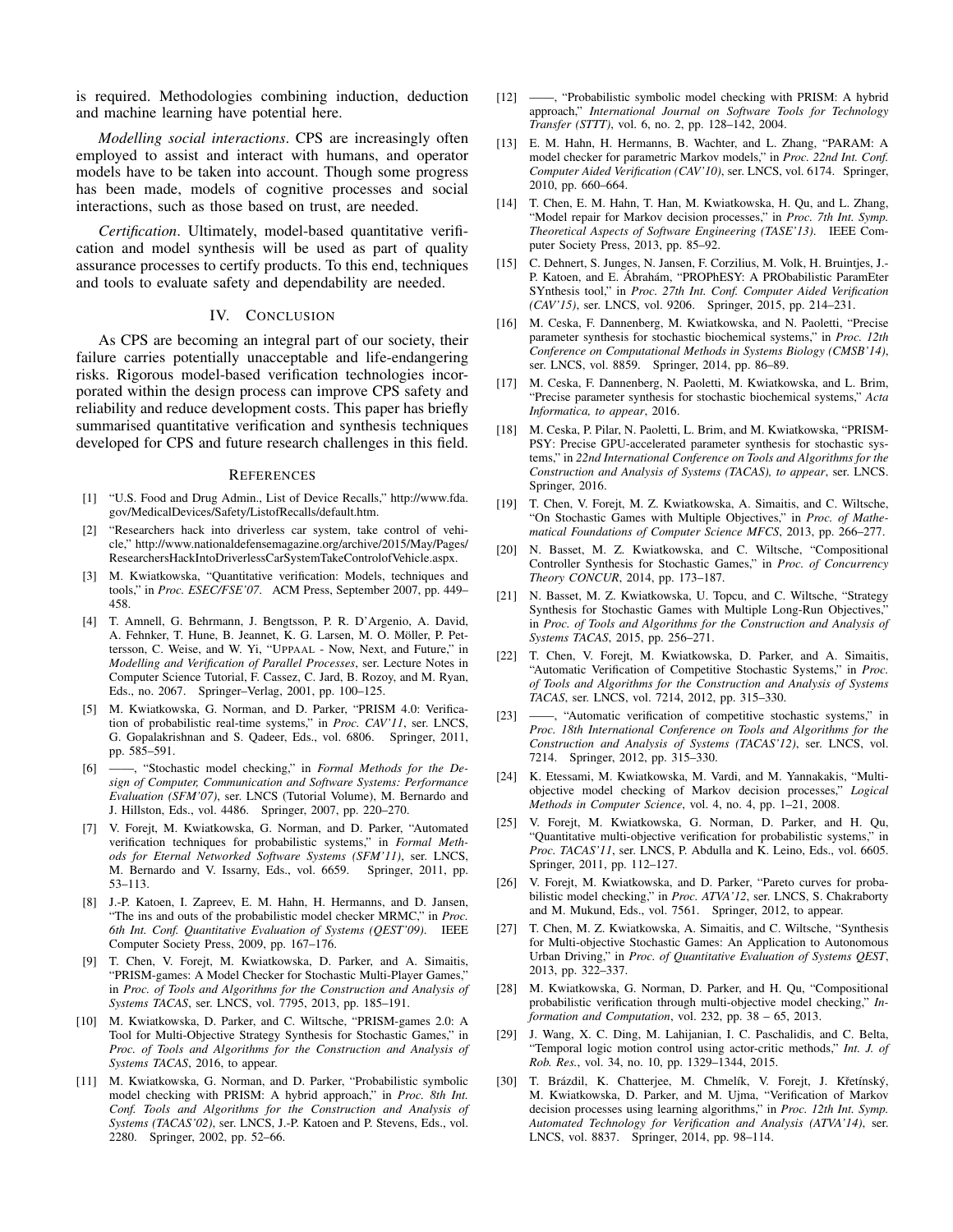is required. Methodologies combining induction, deduction and machine learning have potential here.

*Modelling social interactions*. CPS are increasingly often employed to assist and interact with humans, and operator models have to be taken into account. Though some progress has been made, models of cognitive processes and social interactions, such as those based on trust, are needed.

*Certification*. Ultimately, model-based quantitative verification and model synthesis will be used as part of quality assurance processes to certify products. To this end, techniques and tools to evaluate safety and dependability are needed.

## IV. Conclusion

As CPS are becoming an integral part of our society, their failure carries potentially unacceptable and life-endangering risks. Rigorous model-based verification technologies incorporated within the design process can improve CPS safety and reliability and reduce development costs. This paper has briefly summarised quantitative verification and synthesis techniques developed for CPS and future research challenges in this field.

## References

[1] "U.S. Food and Drug Admin., List of Device Recalls," http://www.fda.gov/MedicalDevices/Safety/ListofRecalls/default.htm.

[2] "Researchers hack into driverless car system, take control of vehicle," http://www.nationaldefensemagazine.org/archive/2015/May/Pages/ResearchersHackIntoDriverlessCarSystemTakeControlofVehicle.aspx.

[3] M. Kwiatkowska, "Quantitative verification: Models, techniques and tools," in *Proc. ESEC/FSE'07*. ACM Press, September 2007, pp. 449–458.

[4] T. Amnell, G. Behrmann, J. Bengtsson, P. R. D'Argenio, A. David, A. Fehnker, T. Hune, B. Jeannet, K. G. Larsen, M. O. Möller, P. Pettersson, C. Weise, and W. Yi, "Uppaal - Now, Next, and Future," in *Modelling and Verification of Parallel Processes*, ser. Lecture Notes in Computer Science Tutorial, F. Cassez, C. Jard, B. Rozoy, and M. Ryan, Eds., no. 2067. Springer–Verlag, 2001, pp. 100–125.

[5] M. Kwiatkowska, G. Norman, and D. Parker, "PRISM 4.0: Verification of probabilistic real-time systems," in *Proc. CAV'11*, ser. LNCS, G. Gopalakrishnan and S. Qadeer, Eds., vol. 6806. Springer, 2011, pp. 585–591.

[6] ——, "Stochastic model checking," in *Formal Methods for the Design of Computer, Communication and Software Systems: Performance Evaluation (SFM'07)*, ser. LNCS (Tutorial Volume), M. Bernardo and J. Hillston, Eds., vol. 4486. Springer, 2007, pp. 220–270.

[7] V. Forejt, M. Kwiatkowska, G. Norman, and D. Parker, "Automated verification techniques for probabilistic systems," in *Formal Methods for Eternal Networked Software Systems (SFM'11)*, ser. LNCS, M. Bernardo and V. Issarny, Eds., vol. 6659. Springer, 2011, pp. 53–113.

[8] J.-P. Katoen, I. Zapreev, E. M. Hahn, H. Hermanns, and D. Jansen, "The ins and outs of the probabilistic model checker MRMC," in *Proc. 6th Int. Conf. Quantitative Evaluation of Systems (QEST'09)*. IEEE Computer Society Press, 2009, pp. 167–176.

[9] T. Chen, V. Forejt, M. Kwiatkowska, D. Parker, and A. Simaitis, "PRISM-games: A Model Checker for Stochastic Multi-Player Games," in *Proc. of Tools and Algorithms for the Construction and Analysis of Systems TACAS*, ser. LNCS, vol. 7795, 2013, pp. 185–191.

[10] M. Kwiatkowska, D. Parker, and C. Wiltsche, "PRISM-games 2.0: A Tool for Multi-Objective Strategy Synthesis for Stochastic Games," in *Proc. of Tools and Algorithms for the Construction and Analysis of Systems TACAS*, 2016, to appear.

[11] M. Kwiatkowska, G. Norman, and D. Parker, "Probabilistic symbolic model checking with PRISM: A hybrid approach," in *Proc. 8th Int. Conf. Tools and Algorithms for the Construction and Analysis of Systems (TACAS'02)*, ser. LNCS, J.-P. Katoen and P. Stevens, Eds., vol. 2280. Springer, 2002, pp. 52–66.

[12] ——, "Probabilistic symbolic model checking with PRISM: A hybrid approach," *International Journal on Software Tools for Technology Transfer (STTT)*, vol. 6, no. 2, pp. 128–142, 2004.

[13] E. M. Hahn, H. Hermanns, B. Wachter, and L. Zhang, "PARAM: A model checker for parametric Markov models," in *Proc. 22nd Int. Conf. Computer Aided Verification (CAV'10)*, ser. LNCS, vol. 6174. Springer, 2010, pp. 660–664.

[14] T. Chen, E. M. Hahn, T. Han, M. Kwiatkowska, H. Qu, and L. Zhang, "Model repair for Markov decision processes," in *Proc. 7th Int. Symp. Theoretical Aspects of Software Engineering (TASE'13)*. IEEE Computer Society Press, 2013, pp. 85–92.

[15] C. Dehnert, S. Junges, N. Jansen, F. Corzilius, M. Volk, H. Bruintjes, J.-P. Katoen, and E. Ábrahám, "PROPhESY: A PRObabilistic ParamEter SYnthesis tool," in *Proc. 27th Int. Conf. Computer Aided Verification (CAV'15)*, ser. LNCS, vol. 9206. Springer, 2015, pp. 214–231.

[16] M. Ceska, F. Dannenberg, M. Kwiatkowska, and N. Paoletti, "Precise parameter synthesis for stochastic biochemical systems," in *Proc. 12th Conference on Computational Methods in Systems Biology (CMSB'14)*, ser. LNCS, vol. 8859. Springer, 2014, pp. 86–89.

[17] M. Ceska, F. Dannenberg, N. Paoletti, M. Kwiatkowska, and L. Brim, "Precise parameter synthesis for stochastic biochemical systems," *Acta Informatica, to appear*, 2016.

[18] M. Ceska, P. Pilar, N. Paoletti, L. Brim, and M. Kwiatkowska, "PRISM-PSY: Precise GPU-accelerated parameter synthesis for stochastic systems," in *22nd International Conference on Tools and Algorithms for the Construction and Analysis of Systems (TACAS), to appear*, ser. LNCS. Springer, 2016.

[19] T. Chen, V. Forejt, M. Z. Kwiatkowska, A. Simaitis, and C. Wiltsche, "On Stochastic Games with Multiple Objectives," in *Proc. of Mathematical Foundations of Computer Science MFCS*, 2013, pp. 266–277.

[20] N. Basset, M. Z. Kwiatkowska, and C. Wiltsche, "Compositional Controller Synthesis for Stochastic Games," in *Proc. of Concurrency Theory CONCUR*, 2014, pp. 173–187.

[21] N. Basset, M. Z. Kwiatkowska, U. Topcu, and C. Wiltsche, "Strategy Synthesis for Stochastic Games with Multiple Long-Run Objectives," in *Proc. of Tools and Algorithms for the Construction and Analysis of Systems TACAS*, 2015, pp. 256–271.

[22] T. Chen, V. Forejt, M. Kwiatkowska, D. Parker, and A. Simaitis, "Automatic Verification of Competitive Stochastic Systems," in *Proc. of Tools and Algorithms for the Construction and Analysis of Systems TACAS*, ser. LNCS, vol. 7214, 2012, pp. 315–330.

[23] ——, "Automatic verification of competitive stochastic systems," in *Proc. 18th International Conference on Tools and Algorithms for the Construction and Analysis of Systems (TACAS'12)*, ser. LNCS, vol. 7214. Springer, 2012, pp. 315–330.

[24] K. Etessami, M. Kwiatkowska, M. Vardi, and M. Yannakakis, "Multi-objective model checking of Markov decision processes," *Logical Methods in Computer Science*, vol. 4, no. 4, pp. 1–21, 2008.

[25] V. Forejt, M. Kwiatkowska, G. Norman, D. Parker, and H. Qu, "Quantitative multi-objective verification for probabilistic systems," in *Proc. TACAS'11*, ser. LNCS, P. Abdulla and K. Leino, Eds., vol. 6605. Springer, 2011, pp. 112–127.

[26] V. Forejt, M. Kwiatkowska, and D. Parker, "Pareto curves for probabilistic model checking," in *Proc. ATVA'12*, ser. LNCS, S. Chakraborty and M. Mukund, Eds., vol. 7561. Springer, 2012, to appear.

[27] T. Chen, M. Z. Kwiatkowska, A. Simaitis, and C. Wiltsche, "Synthesis for Multi-objective Stochastic Games: An Application to Autonomous Urban Driving," in *Proc. of Quantitative Evaluation of Systems QEST*, 2013, pp. 322–337.

[28] M. Kwiatkowska, G. Norman, D. Parker, and H. Qu, "Compositional probabilistic verification through multi-objective model checking," *Information and Computation*, vol. 232, pp. 38 – 65, 2013.

[29] J. Wang, X. C. Ding, M. Lahijanian, I. C. Paschalidis, and C. Belta, "Temporal logic motion control using actor-critic methods," *Int. J. of Rob. Res.*, vol. 34, no. 10, pp. 1329–1344, 2015.

[30] T. Brázdil, K. Chatterjee, M. Chmelík, V. Forejt, J. Křetínský, M. Kwiatkowska, D. Parker, and M. Ujma, "Verification of Markov decision processes using learning algorithms," in *Proc. 12th Int. Symp. Automated Technology for Verification and Analysis (ATVA'14)*, ser. LNCS, vol. 8837. Springer, 2014, pp. 98–114.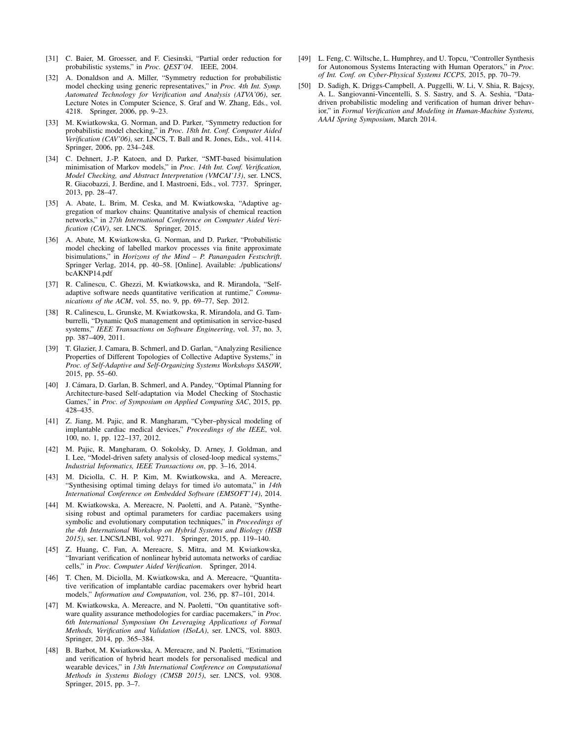[31] C. Baier, M. Groesser, and F. Ciesinski, "Partial order reduction for probabilistic systems," in *Proc. QEST'04*. IEEE, 2004.

[32] A. Donaldson and A. Miller, "Symmetry reduction for probabilistic model checking using generic representatives," in *Proc. 4th Int. Symp. Automated Technology for Verification and Analysis (ATVA'06)*, ser. Lecture Notes in Computer Science, S. Graf and W. Zhang, Eds., vol. 4218. Springer, 2006, pp. 9–23.

[33] M. Kwiatkowska, G. Norman, and D. Parker, "Symmetry reduction for probabilistic model checking," in *Proc. 18th Int. Conf. Computer Aided Verification (CAV'06)*, ser. LNCS, T. Ball and R. Jones, Eds., vol. 4114. Springer, 2006, pp. 234–248.

[34] C. Dehnert, J.-P. Katoen, and D. Parker, "SMT-based bisimulation minimisation of Markov models," in *Proc. 14th Int. Conf. Verification, Model Checking, and Abstract Interpretation (VMCAI'13)*, ser. LNCS, R. Giacobazzi, J. Berdine, and I. Mastroeni, Eds., vol. 7737. Springer, 2013, pp. 28–47.

[35] A. Abate, L. Brim, M. Ceska, and M. Kwiatkowska, "Adaptive aggregation of markov chains: Quantitative analysis of chemical reaction networks," in *27th International Conference on Computer Aided Verification (CAV)*, ser. LNCS. Springer, 2015.

[36] A. Abate, M. Kwiatkowska, G. Norman, and D. Parker, "Probabilistic model checking of labelled markov processes via finite approximate bisimulations," in *Horizons of the Mind – P. Panangaden Festschrift*. Springer Verlag, 2014, pp. 40–58. [Online]. Available: ./publications/bcAKNP14.pdf

[37] R. Calinescu, C. Ghezzi, M. Kwiatkowska, and R. Mirandola, "Self-adaptive software needs quantitative verification at runtime," *Communications of the ACM*, vol. 55, no. 9, pp. 69–77, Sep. 2012.

[38] R. Calinescu, L. Grunske, M. Kwiatkowska, R. Mirandola, and G. Tamburrelli, "Dynamic QoS management and optimisation in service-based systems," *IEEE Transactions on Software Engineering*, vol. 37, no. 3, pp. 387–409, 2011.

[39] T. Glazier, J. Camara, B. Schmerl, and D. Garlan, "Analyzing Resilience Properties of Different Topologies of Collective Adaptive Systems," in *Proc. of Self-Adaptive and Self-Organizing Systems Workshops SASOW*, 2015, pp. 55–60.

[40] J. Cámara, D. Garlan, B. Schmerl, and A. Pandey, "Optimal Planning for Architecture-based Self-adaptation via Model Checking of Stochastic Games," in *Proc. of Symposium on Applied Computing SAC*, 2015, pp. 428–435.

[41] Z. Jiang, M. Pajic, and R. Mangharam, "Cyber–physical modeling of implantable cardiac medical devices," *Proceedings of the IEEE*, vol. 100, no. 1, pp. 122–137, 2012.

[42] M. Pajic, R. Mangharam, O. Sokolsky, D. Arney, J. Goldman, and I. Lee, "Model-driven safety analysis of closed-loop medical systems," *Industrial Informatics, IEEE Transactions on*, pp. 3–16, 2014.

[43] M. Diciolla, C. H. P. Kim, M. Kwiatkowska, and A. Mereacre, "Synthesising optimal timing delays for timed i/o automata," in *14th International Conference on Embedded Software (EMSOFT'14)*, 2014.

[44] M. Kwiatkowska, A. Mereacre, N. Paoletti, and A. Patanè, "Synthesising robust and optimal parameters for cardiac pacemakers using symbolic and evolutionary computation techniques," in *Proceedings of the 4th International Workshop on Hybrid Systems and Biology (HSB 2015)*, ser. LNCS/LNBI, vol. 9271. Springer, 2015, pp. 119–140.

[45] Z. Huang, C. Fan, A. Mereacre, S. Mitra, and M. Kwiatkowska, "Invariant verification of nonlinear hybrid automata networks of cardiac cells," in *Proc. Computer Aided Verification*. Springer, 2014.

[46] T. Chen, M. Diciolla, M. Kwiatkowska, and A. Mereacre, "Quantitative verification of implantable cardiac pacemakers over hybrid heart models," *Information and Computation*, vol. 236, pp. 87–101, 2014.

[47] M. Kwiatkowska, A. Mereacre, and N. Paoletti, "On quantitative software quality assurance methodologies for cardiac pacemakers," in *Proc. 6th International Symposium On Leveraging Applications of Formal Methods, Verification and Validation (ISoLA)*, ser. LNCS, vol. 8803. Springer, 2014, pp. 365–384.

[48] B. Barbot, M. Kwiatkowska, A. Mereacre, and N. Paoletti, "Estimation and verification of hybrid heart models for personalised medical and wearable devices," in *13th International Conference on Computational Methods in Systems Biology (CMSB 2015)*, ser. LNCS, vol. 9308. Springer, 2015, pp. 3–7.

[49] L. Feng, C. Wiltsche, L. Humphrey, and U. Topcu, "Controller Synthesis for Autonomous Systems Interacting with Human Operators," in *Proc. of Int. Conf. on Cyber-Physical Systems ICCPS*, 2015, pp. 70–79.

[50] D. Sadigh, K. Driggs-Campbell, A. Puggelli, W. Li, V. Shia, R. Bajcsy, A. L. Sangiovanni-Vincentelli, S. S. Sastry, and S. A. Seshia, "Data-driven probabilistic modeling and verification of human driver behavior," in *Formal Verification and Modeling in Human-Machine Systems, AAAI Spring Symposium*, March 2014.